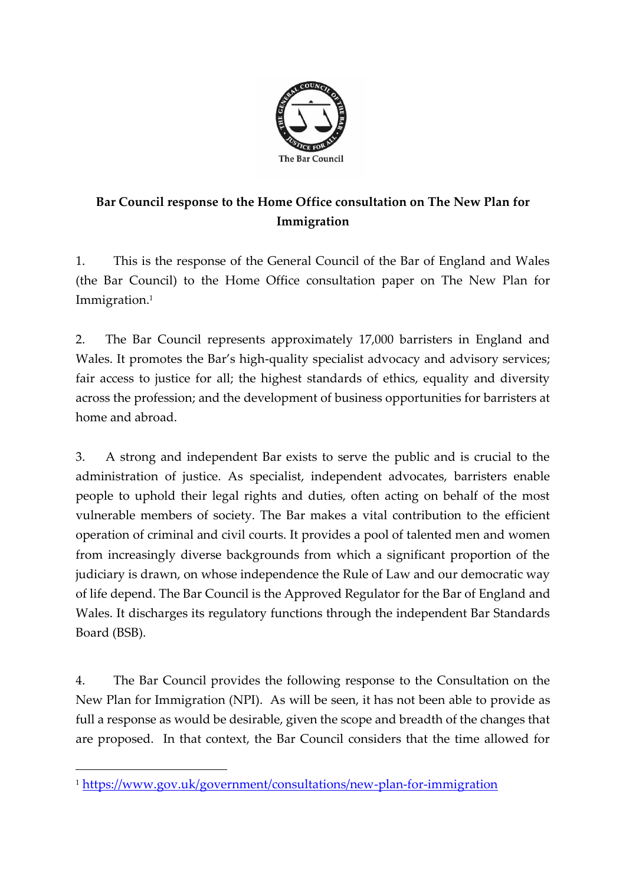The Bar Council

**Bar Council response to the Home Office consultation on The New Plan for Immigration**

1. This is the response of the General Council of the Bar of England and Wales (the Bar Council) to the Home Office consultation paper on The New Plan for Immigration.[1]

2. The Bar Council represents approximately 17,000 barristers in England and Wales. It promotes the Bar's high-quality specialist advocacy and advisory services; fair access to justice for all; the highest standards of ethics, equality and diversity across the profession; and the development of business opportunities for barristers at home and abroad.

3. A strong and independent Bar exists to serve the public and is crucial to the administration of justice. As specialist, independent advocates, barristers enable people to uphold their legal rights and duties, often acting on behalf of the most vulnerable members of society. The Bar makes a vital contribution to the efficient operation of criminal and civil courts. It provides a pool of talented men and women from increasingly diverse backgrounds from which a significant proportion of the judiciary is drawn, on whose independence the Rule of Law and our democratic way of life depend. The Bar Council is the Approved Regulator for the Bar of England and Wales. It discharges its regulatory functions through the independent Bar Standards Board (BSB).

4. The Bar Council provides the following response to the Consultation on the New Plan for Immigration (NPI). As will be seen, it has not been able to provide as full a response as would be desirable, given the scope and breadth of the changes that are proposed. In that context, the Bar Council considers that the time allowed for

[1] https://www.gov.uk/government/consultations/new-plan-for-immigration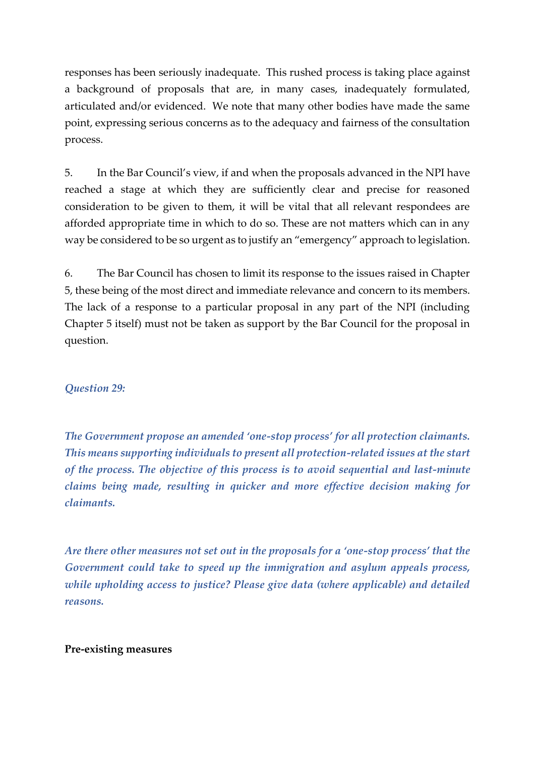responses has been seriously inadequate. This rushed process is taking place against a background of proposals that are, in many cases, inadequately formulated, articulated and/or evidenced. We note that many other bodies have made the same point, expressing serious concerns as to the adequacy and fairness of the consultation process.

5. In the Bar Council's view, if and when the proposals advanced in the NPI have reached a stage at which they are sufficiently clear and precise for reasoned consideration to be given to them, it will be vital that all relevant respondees are afforded appropriate time in which to do so. These are not matters which can in any way be considered to be so urgent as to justify an "emergency" approach to legislation.

6. The Bar Council has chosen to limit its response to the issues raised in Chapter 5, these being of the most direct and immediate relevance and concern to its members. The lack of a response to a particular proposal in any part of the NPI (including Chapter 5 itself) must not be taken as support by the Bar Council for the proposal in question.

*Question 29:*

***The Government propose an amended 'one-stop process' for all protection claimants. This means supporting individuals to present all protection-related issues at the start of the process. The objective of this process is to avoid sequential and last-minute claims being made, resulting in quicker and more effective decision making for claimants.***

***Are there other measures not set out in the proposals for a 'one-stop process' that the Government could take to speed up the immigration and asylum appeals process, while upholding access to justice? Please give data (where applicable) and detailed reasons.***

**Pre-existing measures**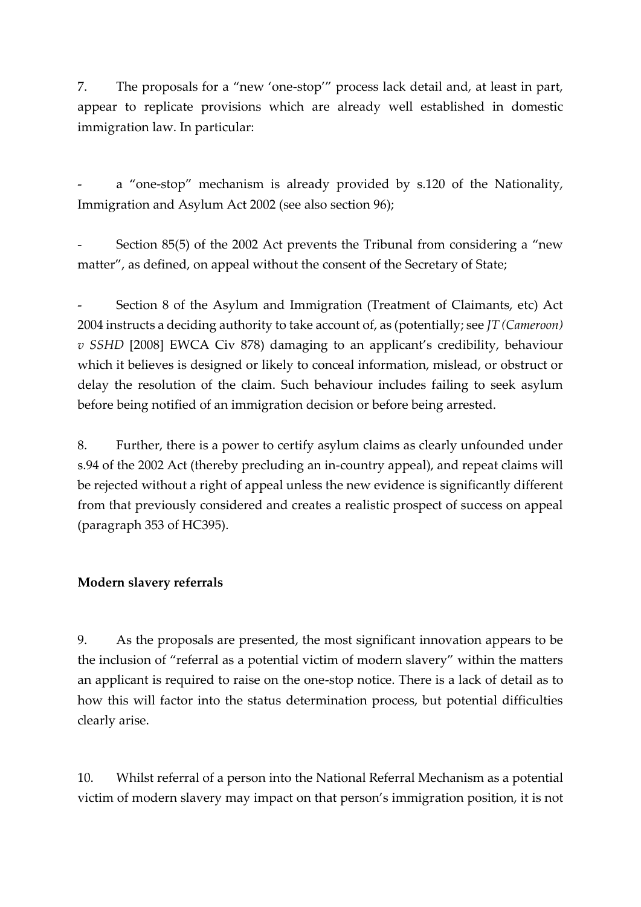7. The proposals for a "new 'one-stop'" process lack detail and, at least in part, appear to replicate provisions which are already well established in domestic immigration law. In particular:

- a "one-stop" mechanism is already provided by s.120 of the Nationality, Immigration and Asylum Act 2002 (see also section 96);

- Section 85(5) of the 2002 Act prevents the Tribunal from considering a "new matter", as defined, on appeal without the consent of the Secretary of State;

- Section 8 of the Asylum and Immigration (Treatment of Claimants, etc) Act 2004 instructs a deciding authority to take account of, as (potentially; see *JT (Cameroon) v SSHD* [2008] EWCA Civ 878) damaging to an applicant's credibility, behaviour which it believes is designed or likely to conceal information, mislead, or obstruct or delay the resolution of the claim. Such behaviour includes failing to seek asylum before being notified of an immigration decision or before being arrested.

8. Further, there is a power to certify asylum claims as clearly unfounded under s.94 of the 2002 Act (thereby precluding an in-country appeal), and repeat claims will be rejected without a right of appeal unless the new evidence is significantly different from that previously considered and creates a realistic prospect of success on appeal (paragraph 353 of HC395).

**Modern slavery referrals**

9. As the proposals are presented, the most significant innovation appears to be the inclusion of "referral as a potential victim of modern slavery" within the matters an applicant is required to raise on the one-stop notice. There is a lack of detail as to how this will factor into the status determination process, but potential difficulties clearly arise.

10. Whilst referral of a person into the National Referral Mechanism as a potential victim of modern slavery may impact on that person's immigration position, it is not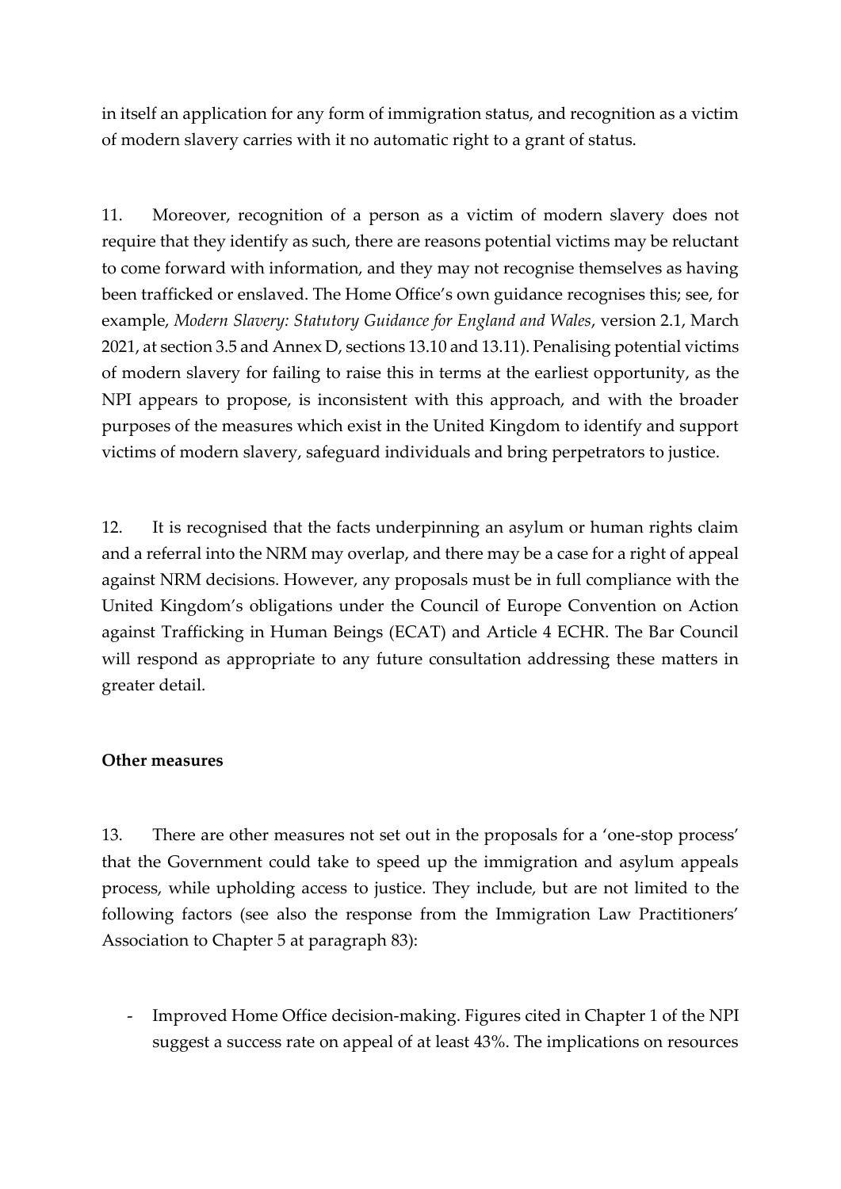in itself an application for any form of immigration status, and recognition as a victim of modern slavery carries with it no automatic right to a grant of status.

11. Moreover, recognition of a person as a victim of modern slavery does not require that they identify as such, there are reasons potential victims may be reluctant to come forward with information, and they may not recognise themselves as having been trafficked or enslaved. The Home Office's own guidance recognises this; see, for example, *Modern Slavery: Statutory Guidance for England and Wales*, version 2.1, March 2021, at section 3.5 and Annex D, sections 13.10 and 13.11). Penalising potential victims of modern slavery for failing to raise this in terms at the earliest opportunity, as the NPI appears to propose, is inconsistent with this approach, and with the broader purposes of the measures which exist in the United Kingdom to identify and support victims of modern slavery, safeguard individuals and bring perpetrators to justice.

12. It is recognised that the facts underpinning an asylum or human rights claim and a referral into the NRM may overlap, and there may be a case for a right of appeal against NRM decisions. However, any proposals must be in full compliance with the United Kingdom's obligations under the Council of Europe Convention on Action against Trafficking in Human Beings (ECAT) and Article 4 ECHR. The Bar Council will respond as appropriate to any future consultation addressing these matters in greater detail.

**Other measures**

13. There are other measures not set out in the proposals for a 'one-stop process' that the Government could take to speed up the immigration and asylum appeals process, while upholding access to justice. They include, but are not limited to the following factors (see also the response from the Immigration Law Practitioners' Association to Chapter 5 at paragraph 83):

- Improved Home Office decision-making. Figures cited in Chapter 1 of the NPI suggest a success rate on appeal of at least 43%. The implications on resources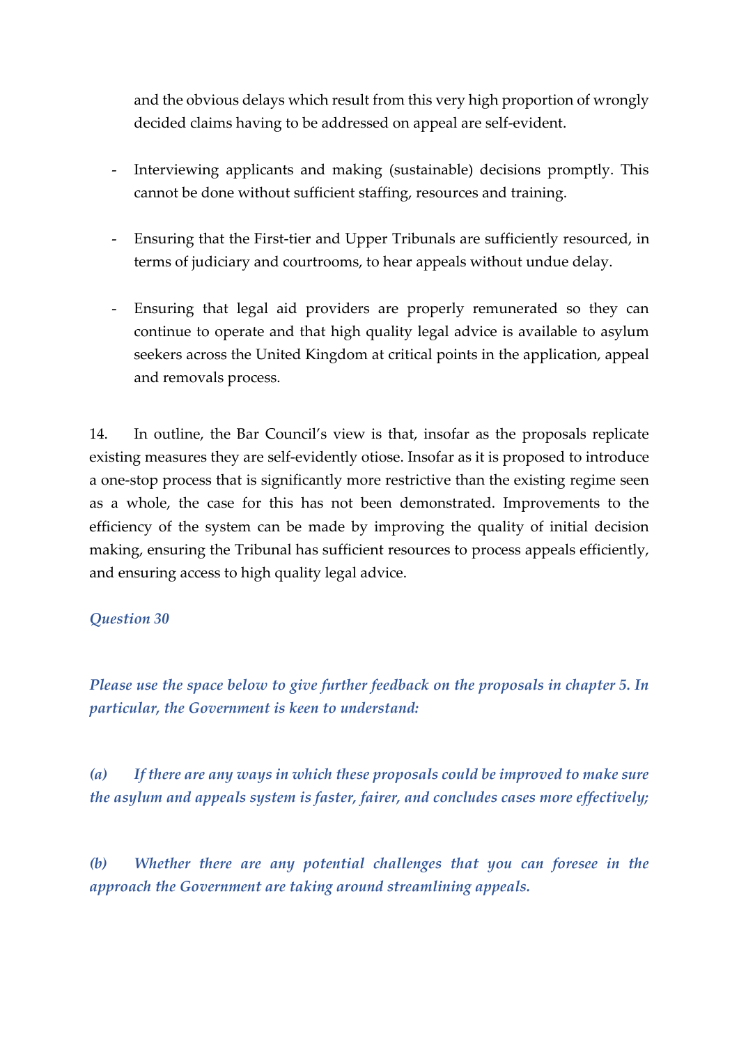and the obvious delays which result from this very high proportion of wrongly decided claims having to be addressed on appeal are self-evident.

- Interviewing applicants and making (sustainable) decisions promptly. This cannot be done without sufficient staffing, resources and training.

- Ensuring that the First-tier and Upper Tribunals are sufficiently resourced, in terms of judiciary and courtrooms, to hear appeals without undue delay.

- Ensuring that legal aid providers are properly remunerated so they can continue to operate and that high quality legal advice is available to asylum seekers across the United Kingdom at critical points in the application, appeal and removals process.

14. In outline, the Bar Council's view is that, insofar as the proposals replicate existing measures they are self-evidently otiose. Insofar as it is proposed to introduce a one-stop process that is significantly more restrictive than the existing regime seen as a whole, the case for this has not been demonstrated. Improvements to the efficiency of the system can be made by improving the quality of initial decision making, ensuring the Tribunal has sufficient resources to process appeals efficiently, and ensuring access to high quality legal advice.

***Question 30***

***Please use the space below to give further feedback on the proposals in chapter 5. In particular, the Government is keen to understand:***

***(a) If there are any ways in which these proposals could be improved to make sure the asylum and appeals system is faster, fairer, and concludes cases more effectively;***

***(b) Whether there are any potential challenges that you can foresee in the approach the Government are taking around streamlining appeals.***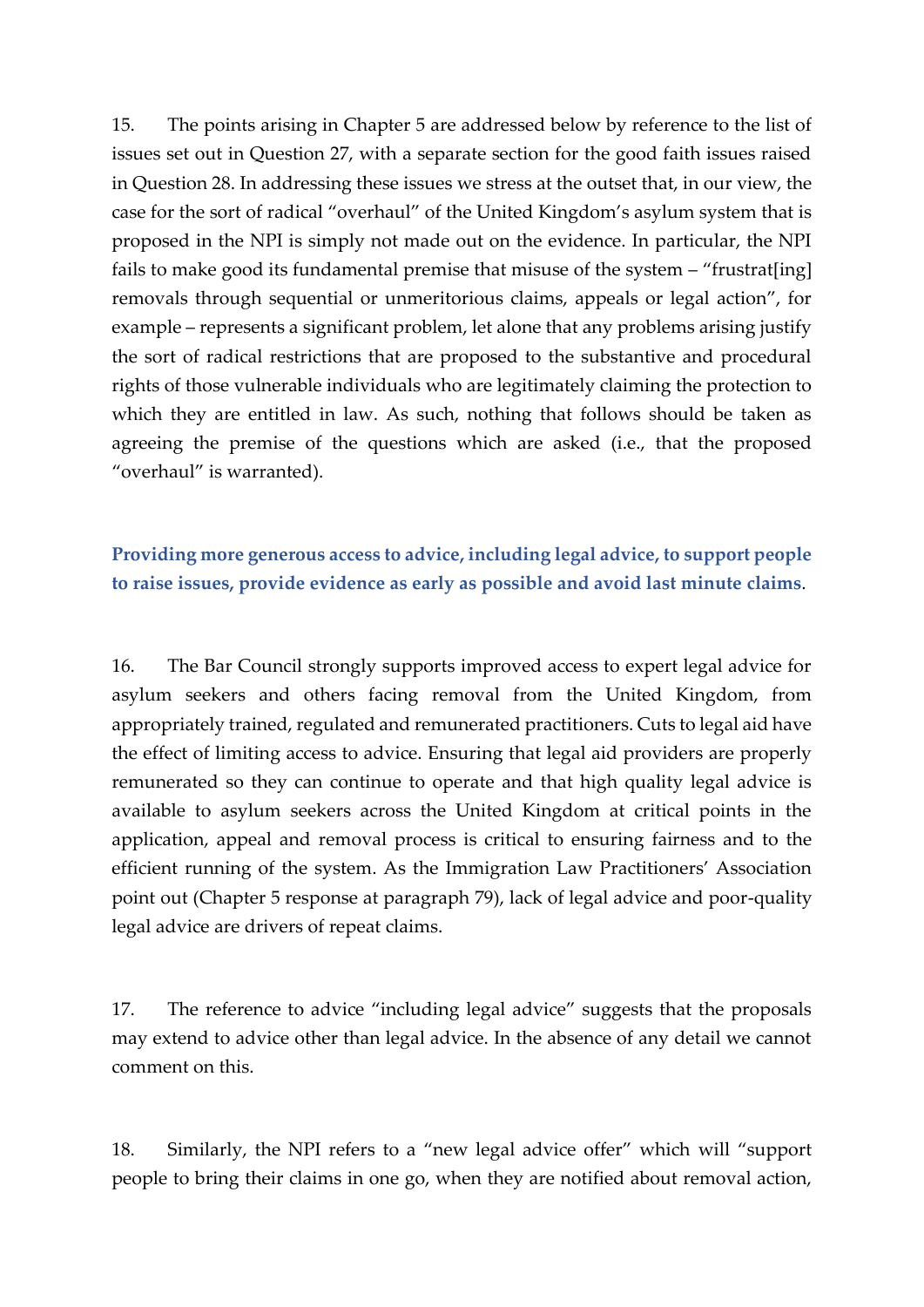15. The points arising in Chapter 5 are addressed below by reference to the list of issues set out in Question 27, with a separate section for the good faith issues raised in Question 28. In addressing these issues we stress at the outset that, in our view, the case for the sort of radical "overhaul" of the United Kingdom's asylum system that is proposed in the NPI is simply not made out on the evidence. In particular, the NPI fails to make good its fundamental premise that misuse of the system – "frustrat[ing] removals through sequential or unmeritorious claims, appeals or legal action", for example – represents a significant problem, let alone that any problems arising justify the sort of radical restrictions that are proposed to the substantive and procedural rights of those vulnerable individuals who are legitimately claiming the protection to which they are entitled in law. As such, nothing that follows should be taken as agreeing the premise of the questions which are asked (i.e., that the proposed "overhaul" is warranted).

**Providing more generous access to advice, including legal advice, to support people to raise issues, provide evidence as early as possible and avoid last minute claims**.

16. The Bar Council strongly supports improved access to expert legal advice for asylum seekers and others facing removal from the United Kingdom, from appropriately trained, regulated and remunerated practitioners. Cuts to legal aid have the effect of limiting access to advice. Ensuring that legal aid providers are properly remunerated so they can continue to operate and that high quality legal advice is available to asylum seekers across the United Kingdom at critical points in the application, appeal and removal process is critical to ensuring fairness and to the efficient running of the system. As the Immigration Law Practitioners' Association point out (Chapter 5 response at paragraph 79), lack of legal advice and poor-quality legal advice are drivers of repeat claims.

17. The reference to advice "including legal advice" suggests that the proposals may extend to advice other than legal advice. In the absence of any detail we cannot comment on this.

18. Similarly, the NPI refers to a "new legal advice offer" which will "support people to bring their claims in one go, when they are notified about removal action,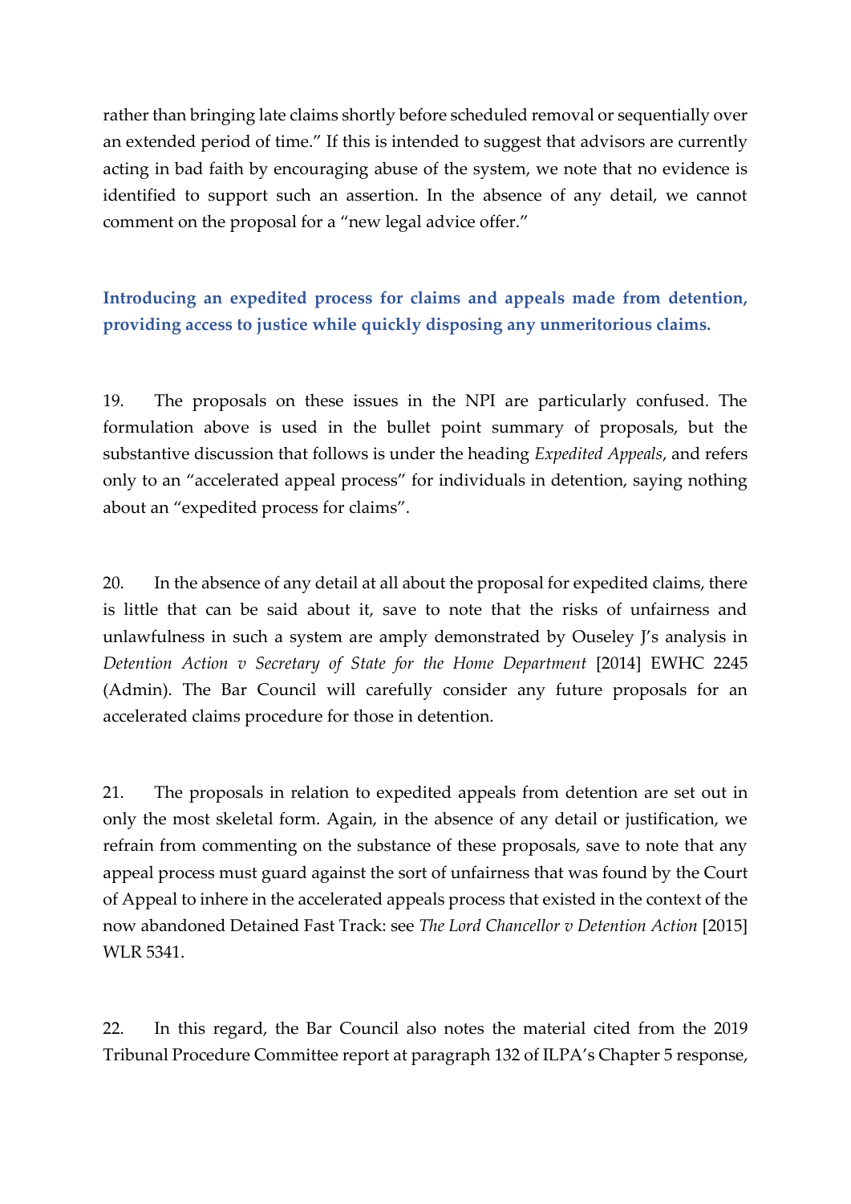rather than bringing late claims shortly before scheduled removal or sequentially over an extended period of time." If this is intended to suggest that advisors are currently acting in bad faith by encouraging abuse of the system, we note that no evidence is identified to support such an assertion. In the absence of any detail, we cannot comment on the proposal for a "new legal advice offer."

### Introducing an expedited process for claims and appeals made from detention, providing access to justice while quickly disposing any unmeritorious claims.

19. The proposals on these issues in the NPI are particularly confused. The formulation above is used in the bullet point summary of proposals, but the substantive discussion that follows is under the heading *Expedited Appeals*, and refers only to an "accelerated appeal process" for individuals in detention, saying nothing about an "expedited process for claims".

20. In the absence of any detail at all about the proposal for expedited claims, there is little that can be said about it, save to note that the risks of unfairness and unlawfulness in such a system are amply demonstrated by Ouseley J's analysis in *Detention Action v Secretary of State for the Home Department* [2014] EWHC 2245 (Admin). The Bar Council will carefully consider any future proposals for an accelerated claims procedure for those in detention.

21. The proposals in relation to expedited appeals from detention are set out in only the most skeletal form. Again, in the absence of any detail or justification, we refrain from commenting on the substance of these proposals, save to note that any appeal process must guard against the sort of unfairness that was found by the Court of Appeal to inhere in the accelerated appeals process that existed in the context of the now abandoned Detained Fast Track: see *The Lord Chancellor v Detention Action* [2015] WLR 5341.

22. In this regard, the Bar Council also notes the material cited from the 2019 Tribunal Procedure Committee report at paragraph 132 of ILPA's Chapter 5 response,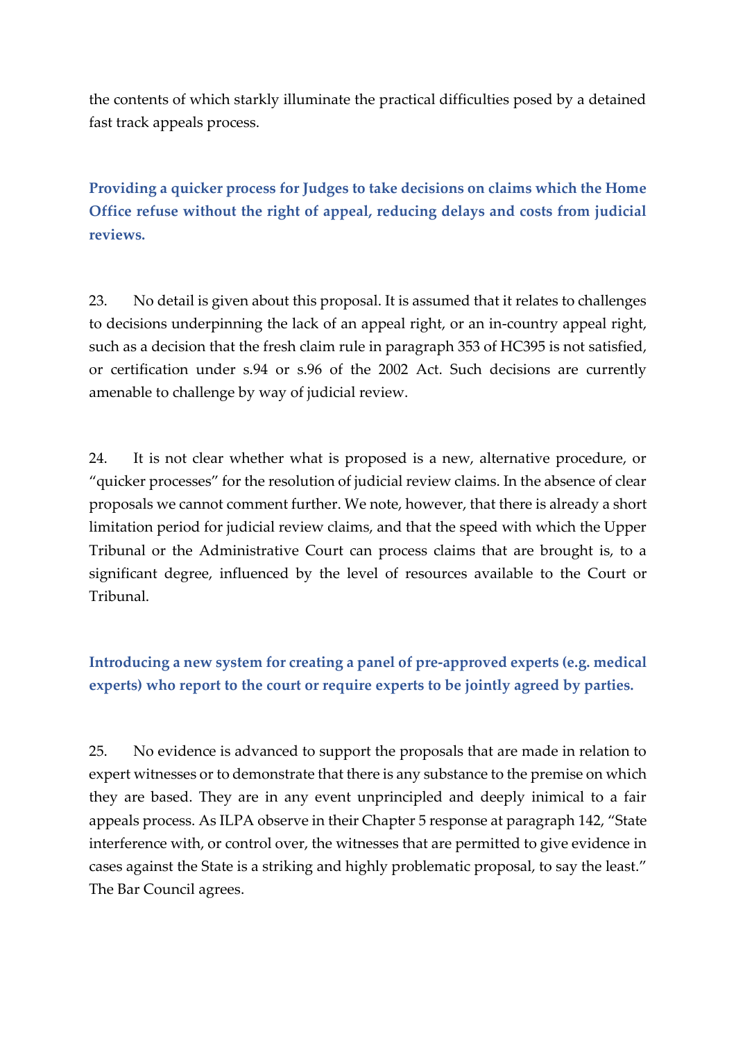the contents of which starkly illuminate the practical difficulties posed by a detained fast track appeals process.

**Providing a quicker process for Judges to take decisions on claims which the Home Office refuse without the right of appeal, reducing delays and costs from judicial reviews.**

23. No detail is given about this proposal. It is assumed that it relates to challenges to decisions underpinning the lack of an appeal right, or an in-country appeal right, such as a decision that the fresh claim rule in paragraph 353 of HC395 is not satisfied, or certification under s.94 or s.96 of the 2002 Act. Such decisions are currently amenable to challenge by way of judicial review.

24. It is not clear whether what is proposed is a new, alternative procedure, or "quicker processes" for the resolution of judicial review claims. In the absence of clear proposals we cannot comment further. We note, however, that there is already a short limitation period for judicial review claims, and that the speed with which the Upper Tribunal or the Administrative Court can process claims that are brought is, to a significant degree, influenced by the level of resources available to the Court or Tribunal.

**Introducing a new system for creating a panel of pre-approved experts (e.g. medical experts) who report to the court or require experts to be jointly agreed by parties.**

25. No evidence is advanced to support the proposals that are made in relation to expert witnesses or to demonstrate that there is any substance to the premise on which they are based. They are in any event unprincipled and deeply inimical to a fair appeals process. As ILPA observe in their Chapter 5 response at paragraph 142, "State interference with, or control over, the witnesses that are permitted to give evidence in cases against the State is a striking and highly problematic proposal, to say the least." The Bar Council agrees.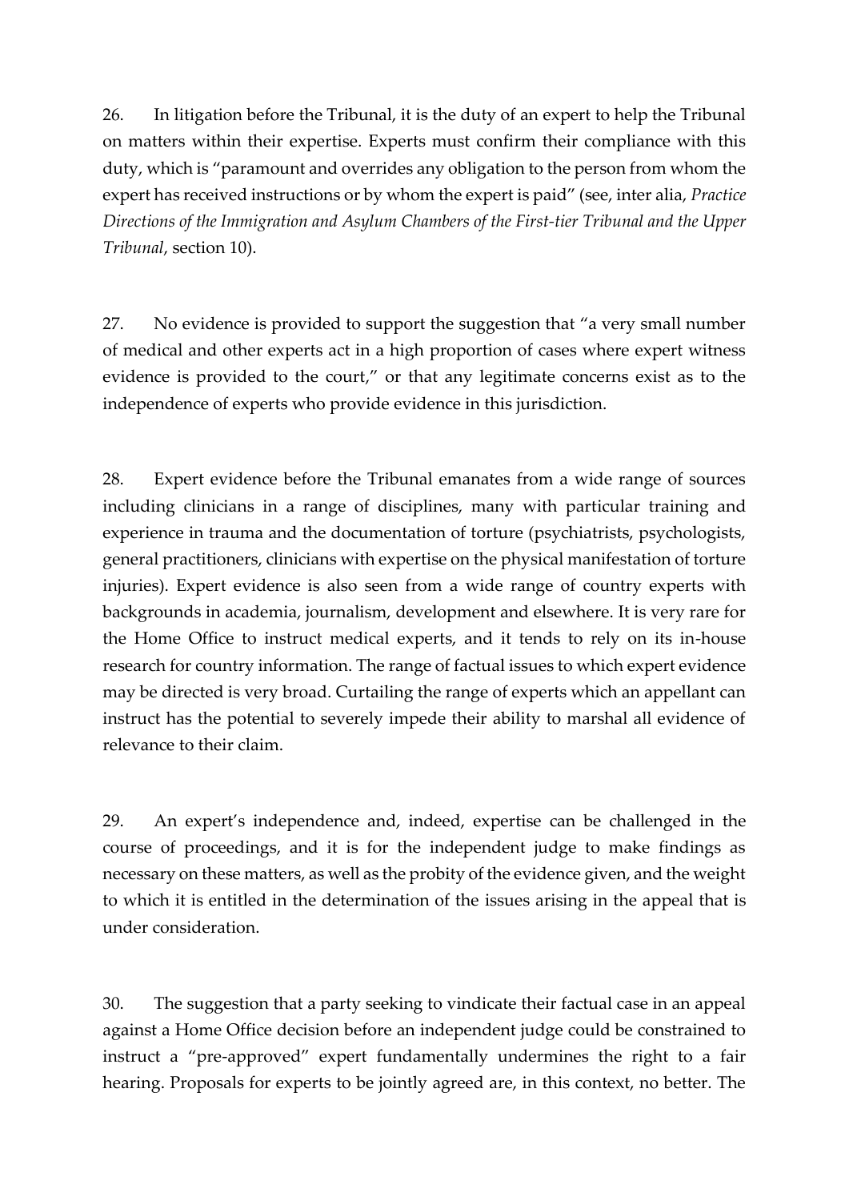26. In litigation before the Tribunal, it is the duty of an expert to help the Tribunal on matters within their expertise. Experts must confirm their compliance with this duty, which is "paramount and overrides any obligation to the person from whom the expert has received instructions or by whom the expert is paid" (see, inter alia, *Practice Directions of the Immigration and Asylum Chambers of the First-tier Tribunal and the Upper Tribunal*, section 10).

27. No evidence is provided to support the suggestion that "a very small number of medical and other experts act in a high proportion of cases where expert witness evidence is provided to the court," or that any legitimate concerns exist as to the independence of experts who provide evidence in this jurisdiction.

28. Expert evidence before the Tribunal emanates from a wide range of sources including clinicians in a range of disciplines, many with particular training and experience in trauma and the documentation of torture (psychiatrists, psychologists, general practitioners, clinicians with expertise on the physical manifestation of torture injuries). Expert evidence is also seen from a wide range of country experts with backgrounds in academia, journalism, development and elsewhere. It is very rare for the Home Office to instruct medical experts, and it tends to rely on its in-house research for country information. The range of factual issues to which expert evidence may be directed is very broad. Curtailing the range of experts which an appellant can instruct has the potential to severely impede their ability to marshal all evidence of relevance to their claim.

29. An expert's independence and, indeed, expertise can be challenged in the course of proceedings, and it is for the independent judge to make findings as necessary on these matters, as well as the probity of the evidence given, and the weight to which it is entitled in the determination of the issues arising in the appeal that is under consideration.

30. The suggestion that a party seeking to vindicate their factual case in an appeal against a Home Office decision before an independent judge could be constrained to instruct a "pre-approved" expert fundamentally undermines the right to a fair hearing. Proposals for experts to be jointly agreed are, in this context, no better. The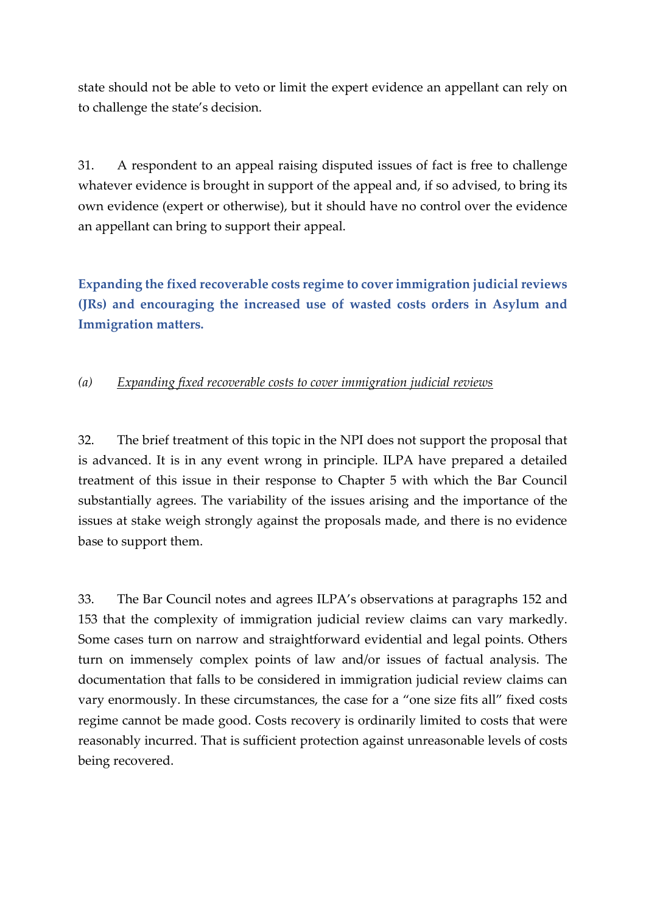state should not be able to veto or limit the expert evidence an appellant can rely on to challenge the state's decision.

31. A respondent to an appeal raising disputed issues of fact is free to challenge whatever evidence is brought in support of the appeal and, if so advised, to bring its own evidence (expert or otherwise), but it should have no control over the evidence an appellant can bring to support their appeal.

## Expanding the fixed recoverable costs regime to cover immigration judicial reviews (JRs) and encouraging the increased use of wasted costs orders in Asylum and Immigration matters.

### *(a) Expanding fixed recoverable costs to cover immigration judicial reviews*

32. The brief treatment of this topic in the NPI does not support the proposal that is advanced. It is in any event wrong in principle. ILPA have prepared a detailed treatment of this issue in their response to Chapter 5 with which the Bar Council substantially agrees. The variability of the issues arising and the importance of the issues at stake weigh strongly against the proposals made, and there is no evidence base to support them.

33. The Bar Council notes and agrees ILPA's observations at paragraphs 152 and 153 that the complexity of immigration judicial review claims can vary markedly. Some cases turn on narrow and straightforward evidential and legal points. Others turn on immensely complex points of law and/or issues of factual analysis. The documentation that falls to be considered in immigration judicial review claims can vary enormously. In these circumstances, the case for a "one size fits all" fixed costs regime cannot be made good. Costs recovery is ordinarily limited to costs that were reasonably incurred. That is sufficient protection against unreasonable levels of costs being recovered.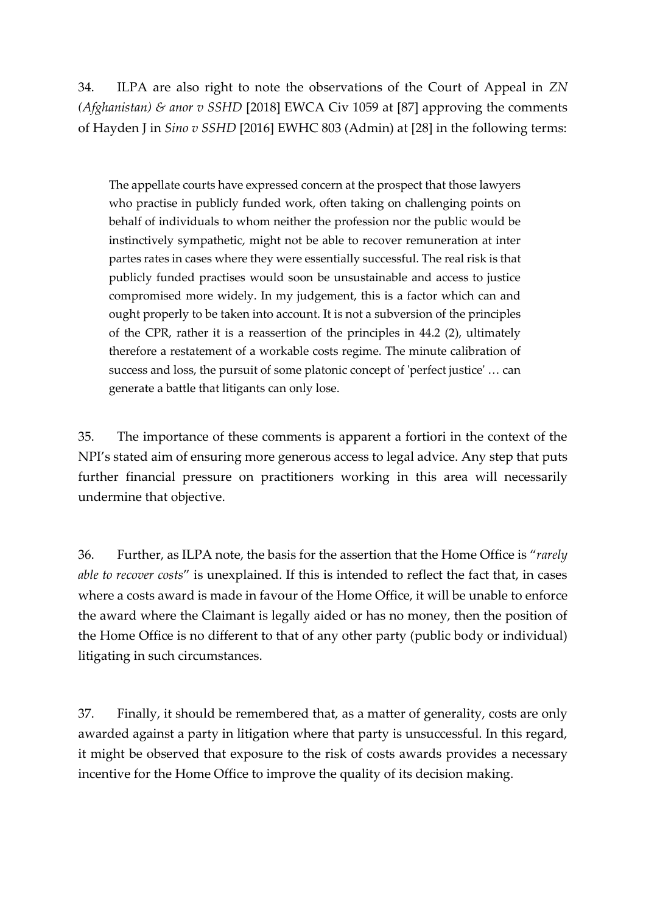34. ILPA are also right to note the observations of the Court of Appeal in *ZN (Afghanistan) & anor v SSHD* [2018] EWCA Civ 1059 at [87] approving the comments of Hayden J in *Sino v SSHD* [2016] EWHC 803 (Admin) at [28] in the following terms:

> The appellate courts have expressed concern at the prospect that those lawyers who practise in publicly funded work, often taking on challenging points on behalf of individuals to whom neither the profession nor the public would be instinctively sympathetic, might not be able to recover remuneration at inter partes rates in cases where they were essentially successful. The real risk is that publicly funded practises would soon be unsustainable and access to justice compromised more widely. In my judgement, this is a factor which can and ought properly to be taken into account. It is not a subversion of the principles of the CPR, rather it is a reassertion of the principles in 44.2 (2), ultimately therefore a restatement of a workable costs regime. The minute calibration of success and loss, the pursuit of some platonic concept of 'perfect justice' … can generate a battle that litigants can only lose.

35. The importance of these comments is apparent a fortiori in the context of the NPI's stated aim of ensuring more generous access to legal advice. Any step that puts further financial pressure on practitioners working in this area will necessarily undermine that objective.

36. Further, as ILPA note, the basis for the assertion that the Home Office is "*rarely able to recover costs*" is unexplained. If this is intended to reflect the fact that, in cases where a costs award is made in favour of the Home Office, it will be unable to enforce the award where the Claimant is legally aided or has no money, then the position of the Home Office is no different to that of any other party (public body or individual) litigating in such circumstances.

37. Finally, it should be remembered that, as a matter of generality, costs are only awarded against a party in litigation where that party is unsuccessful. In this regard, it might be observed that exposure to the risk of costs awards provides a necessary incentive for the Home Office to improve the quality of its decision making.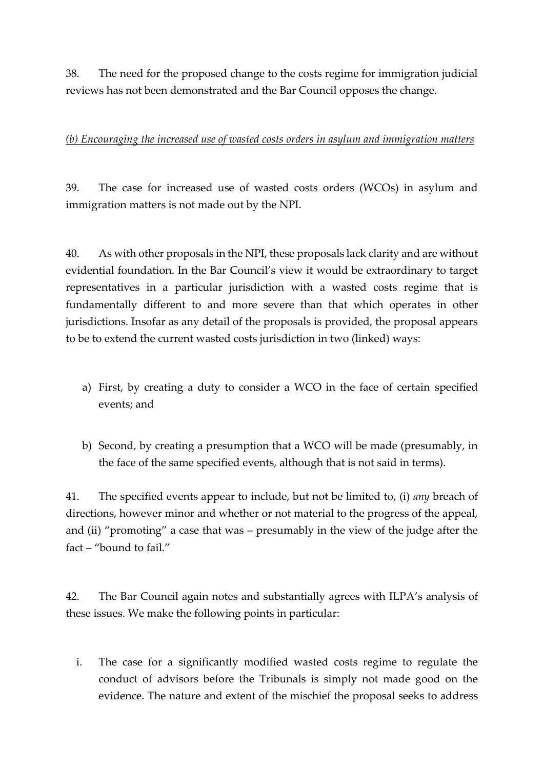38. The need for the proposed change to the costs regime for immigration judicial reviews has not been demonstrated and the Bar Council opposes the change.

*(b) Encouraging the increased use of wasted costs orders in asylum and immigration matters*

39. The case for increased use of wasted costs orders (WCOs) in asylum and immigration matters is not made out by the NPI.

40. As with other proposals in the NPI, these proposals lack clarity and are without evidential foundation. In the Bar Council's view it would be extraordinary to target representatives in a particular jurisdiction with a wasted costs regime that is fundamentally different to and more severe than that which operates in other jurisdictions. Insofar as any detail of the proposals is provided, the proposal appears to be to extend the current wasted costs jurisdiction in two (linked) ways:

a) First, by creating a duty to consider a WCO in the face of certain specified events; and

b) Second, by creating a presumption that a WCO will be made (presumably, in the face of the same specified events, although that is not said in terms).

41. The specified events appear to include, but not be limited to, (i) *any* breach of directions, however minor and whether or not material to the progress of the appeal, and (ii) "promoting" a case that was – presumably in the view of the judge after the fact – "bound to fail."

42. The Bar Council again notes and substantially agrees with ILPA's analysis of these issues. We make the following points in particular:

i. The case for a significantly modified wasted costs regime to regulate the conduct of advisors before the Tribunals is simply not made good on the evidence. The nature and extent of the mischief the proposal seeks to address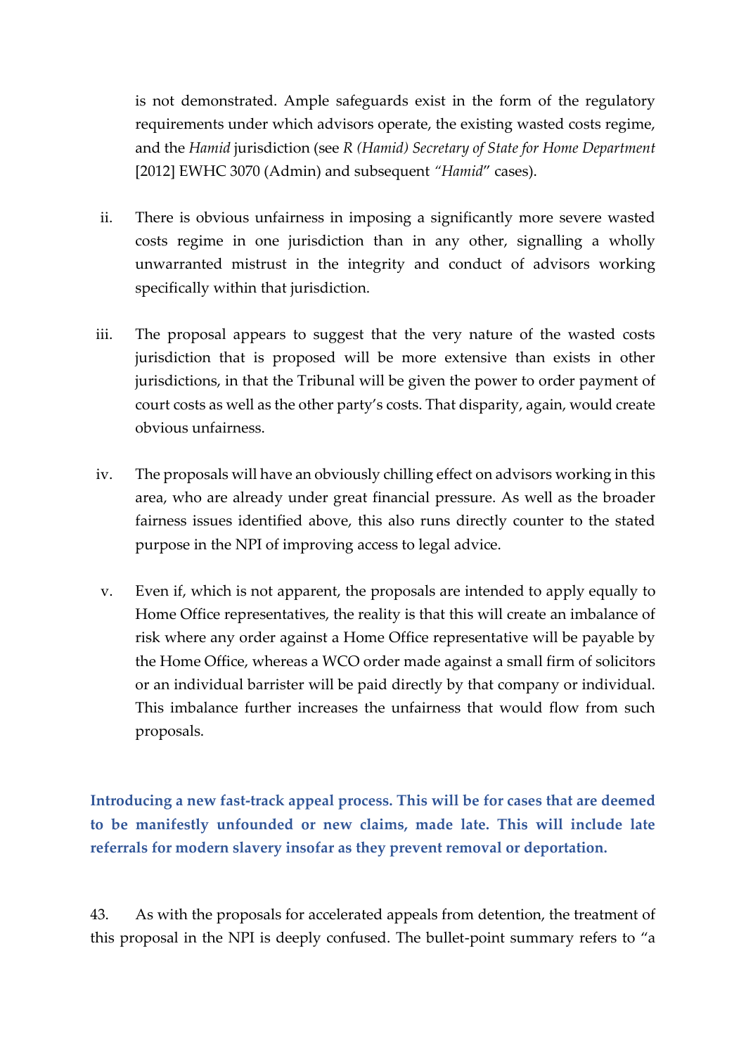is not demonstrated. Ample safeguards exist in the form of the regulatory requirements under which advisors operate, the existing wasted costs regime, and the *Hamid* jurisdiction (see *R (Hamid) Secretary of State for Home Department* [2012] EWHC 3070 (Admin) and subsequent *"Hamid*" cases).

ii. There is obvious unfairness in imposing a significantly more severe wasted costs regime in one jurisdiction than in any other, signalling a wholly unwarranted mistrust in the integrity and conduct of advisors working specifically within that jurisdiction.

iii. The proposal appears to suggest that the very nature of the wasted costs jurisdiction that is proposed will be more extensive than exists in other jurisdictions, in that the Tribunal will be given the power to order payment of court costs as well as the other party's costs. That disparity, again, would create obvious unfairness.

iv. The proposals will have an obviously chilling effect on advisors working in this area, who are already under great financial pressure. As well as the broader fairness issues identified above, this also runs directly counter to the stated purpose in the NPI of improving access to legal advice.

v. Even if, which is not apparent, the proposals are intended to apply equally to Home Office representatives, the reality is that this will create an imbalance of risk where any order against a Home Office representative will be payable by the Home Office, whereas a WCO order made against a small firm of solicitors or an individual barrister will be paid directly by that company or individual. This imbalance further increases the unfairness that would flow from such proposals.

**Introducing a new fast-track appeal process. This will be for cases that are deemed to be manifestly unfounded or new claims, made late. This will include late referrals for modern slavery insofar as they prevent removal or deportation.**

43. As with the proposals for accelerated appeals from detention, the treatment of this proposal in the NPI is deeply confused. The bullet-point summary refers to "a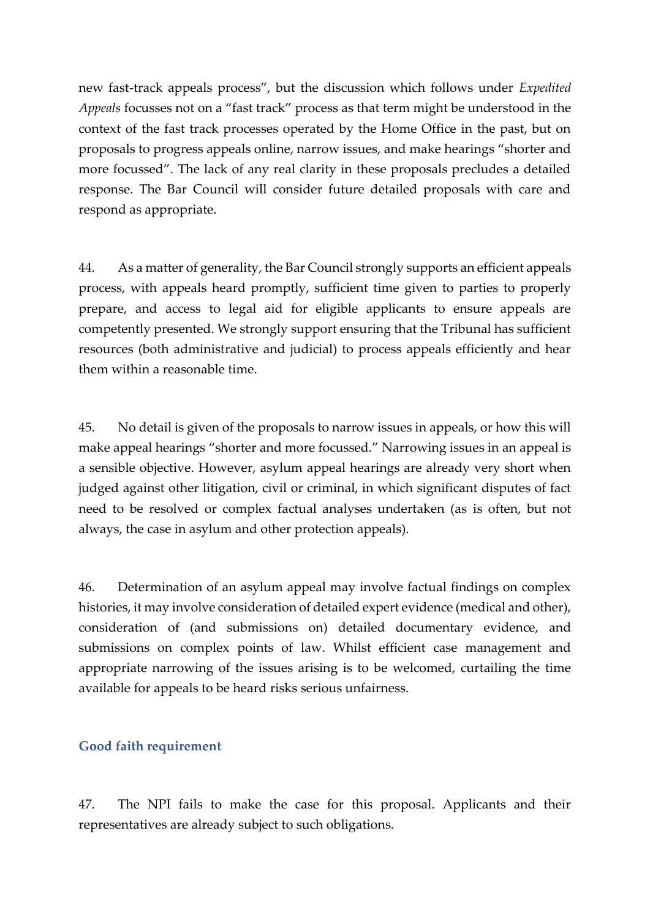new fast-track appeals process", but the discussion which follows under *Expedited Appeals* focusses not on a "fast track" process as that term might be understood in the context of the fast track processes operated by the Home Office in the past, but on proposals to progress appeals online, narrow issues, and make hearings "shorter and more focussed". The lack of any real clarity in these proposals precludes a detailed response. The Bar Council will consider future detailed proposals with care and respond as appropriate.

44. As a matter of generality, the Bar Council strongly supports an efficient appeals process, with appeals heard promptly, sufficient time given to parties to properly prepare, and access to legal aid for eligible applicants to ensure appeals are competently presented. We strongly support ensuring that the Tribunal has sufficient resources (both administrative and judicial) to process appeals efficiently and hear them within a reasonable time.

45. No detail is given of the proposals to narrow issues in appeals, or how this will make appeal hearings "shorter and more focussed." Narrowing issues in an appeal is a sensible objective. However, asylum appeal hearings are already very short when judged against other litigation, civil or criminal, in which significant disputes of fact need to be resolved or complex factual analyses undertaken (as is often, but not always, the case in asylum and other protection appeals).

46. Determination of an asylum appeal may involve factual findings on complex histories, it may involve consideration of detailed expert evidence (medical and other), consideration of (and submissions on) detailed documentary evidence, and submissions on complex points of law. Whilst efficient case management and appropriate narrowing of the issues arising is to be welcomed, curtailing the time available for appeals to be heard risks serious unfairness.

### Good faith requirement

47. The NPI fails to make the case for this proposal. Applicants and their representatives are already subject to such obligations.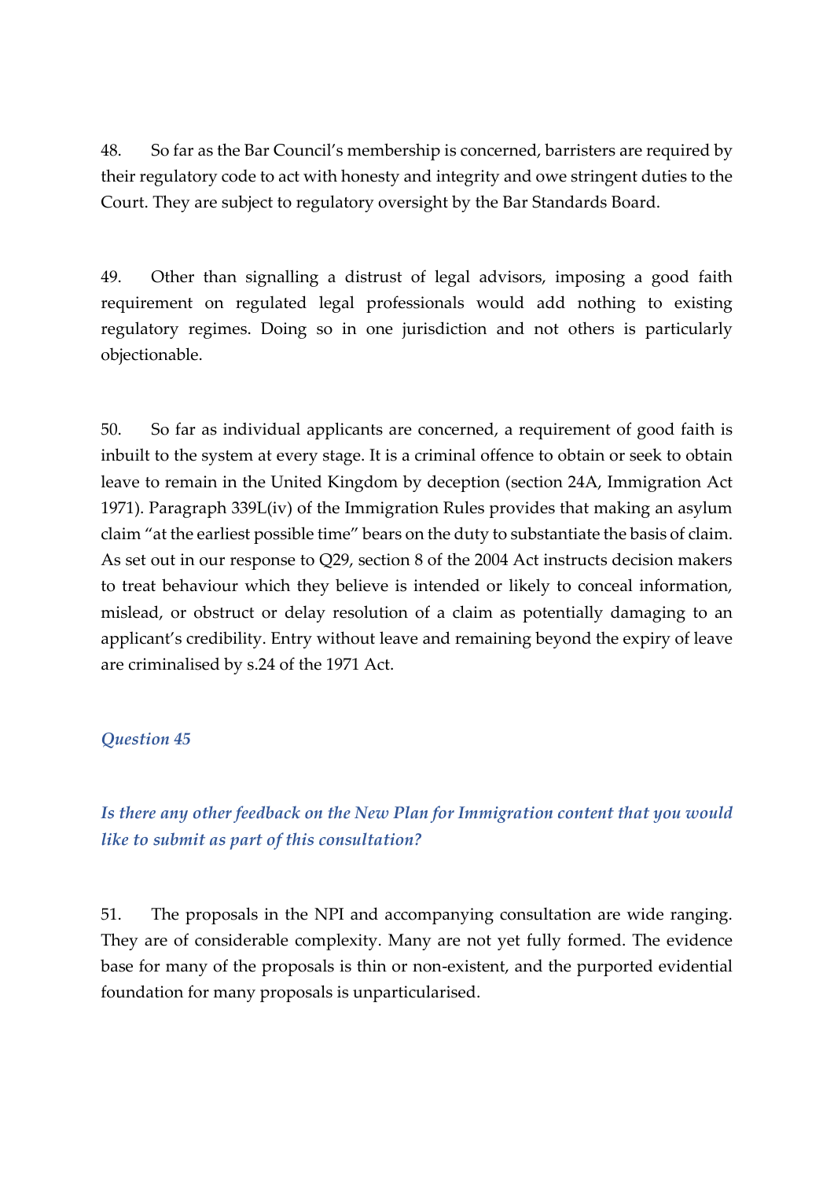48. So far as the Bar Council's membership is concerned, barristers are required by their regulatory code to act with honesty and integrity and owe stringent duties to the Court. They are subject to regulatory oversight by the Bar Standards Board.

49. Other than signalling a distrust of legal advisors, imposing a good faith requirement on regulated legal professionals would add nothing to existing regulatory regimes. Doing so in one jurisdiction and not others is particularly objectionable.

50. So far as individual applicants are concerned, a requirement of good faith is inbuilt to the system at every stage. It is a criminal offence to obtain or seek to obtain leave to remain in the United Kingdom by deception (section 24A, Immigration Act 1971). Paragraph 339L(iv) of the Immigration Rules provides that making an asylum claim "at the earliest possible time" bears on the duty to substantiate the basis of claim. As set out in our response to Q29, section 8 of the 2004 Act instructs decision makers to treat behaviour which they believe is intended or likely to conceal information, mislead, or obstruct or delay resolution of a claim as potentially damaging to an applicant's credibility. Entry without leave and remaining beyond the expiry of leave are criminalised by s.24 of the 1971 Act.

### *Question 45*

***Is there any other feedback on the New Plan for Immigration content that you would like to submit as part of this consultation?***

51. The proposals in the NPI and accompanying consultation are wide ranging. They are of considerable complexity. Many are not yet fully formed. The evidence base for many of the proposals is thin or non-existent, and the purported evidential foundation for many proposals is unparticularised.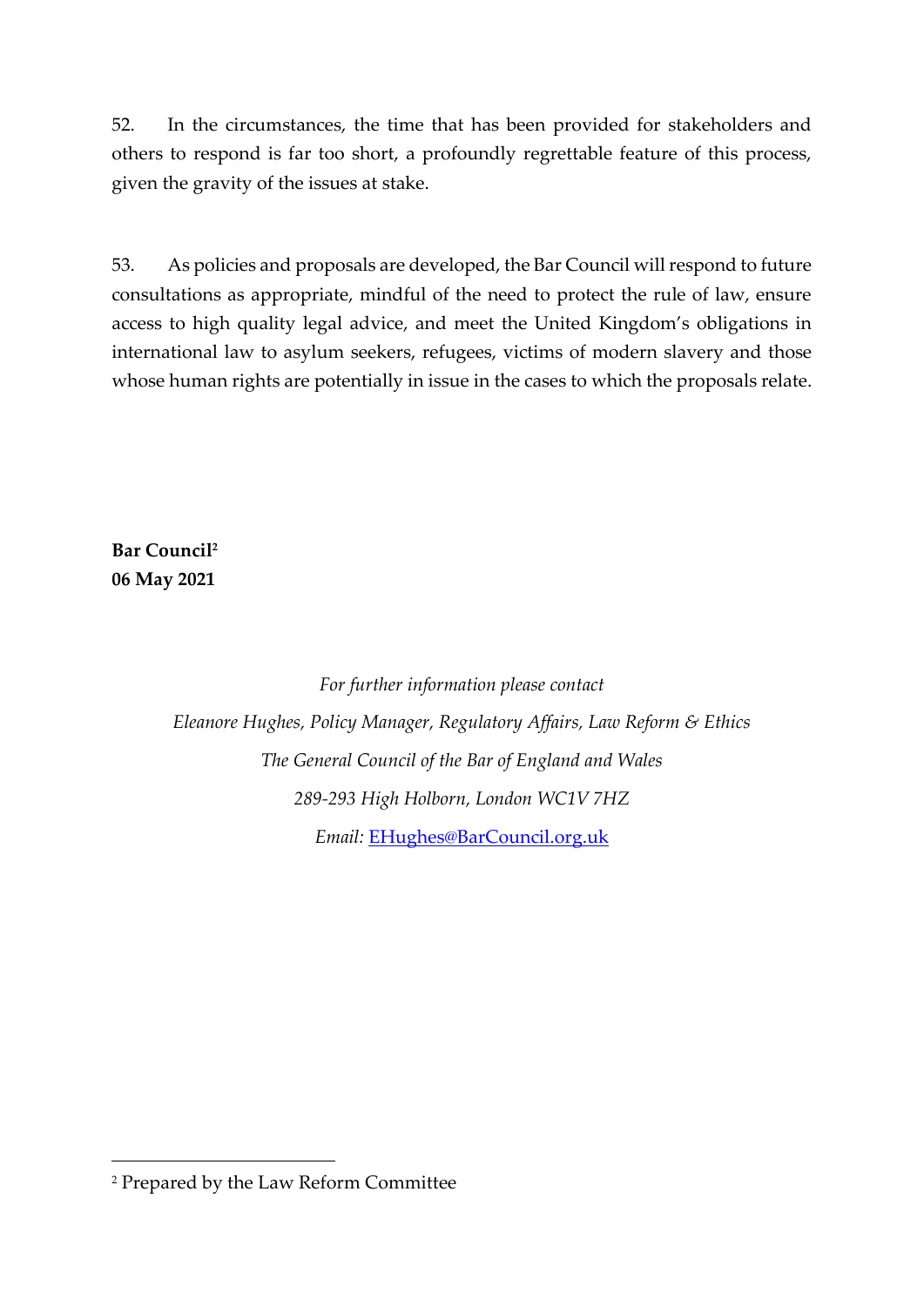52. In the circumstances, the time that has been provided for stakeholders and others to respond is far too short, a profoundly regrettable feature of this process, given the gravity of the issues at stake.

53. As policies and proposals are developed, the Bar Council will respond to future consultations as appropriate, mindful of the need to protect the rule of law, ensure access to high quality legal advice, and meet the United Kingdom's obligations in international law to asylum seekers, refugees, victims of modern slavery and those whose human rights are potentially in issue in the cases to which the proposals relate.

**Bar Council[2]**
**06 May 2021**

*For further information please contact*
*Eleanore Hughes, Policy Manager, Regulatory Affairs, Law Reform & Ethics*
*The General Council of the Bar of England and Wales*
*289-293 High Holborn, London WC1V 7HZ*
*Email:* EHughes@BarCouncil.org.uk

---

[2] Prepared by the Law Reform Committee